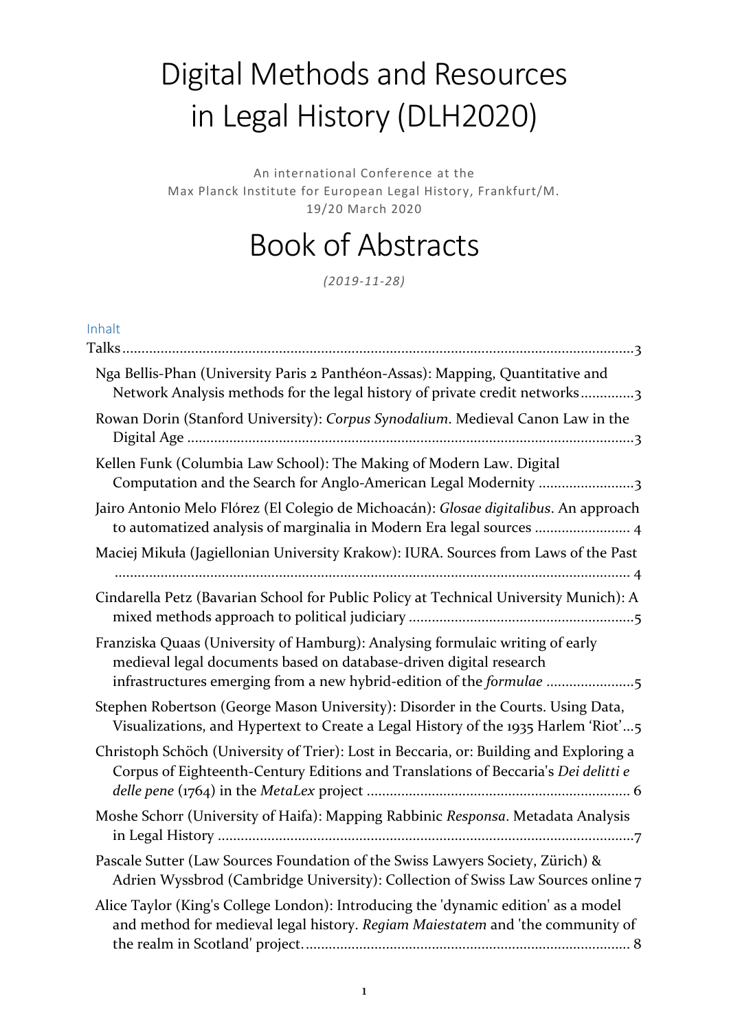# Digital Methods and Resources in Legal History (DLH2020)

An international Conference at the
Max Planck Institute for European Legal History, Frankfurt/M.
19/20 March 2020

# Book of Abstracts

*(2019-11-28)*

## Inhalt

Talks ........................................................................................................................3

- Nga Bellis-Phan (University Paris 2 Panthéon-Assas): Mapping, Quantitative and Network Analysis methods for the legal history of private credit networks .............3
- Rowan Dorin (Stanford University): *Corpus Synodalium*. Medieval Canon Law in the Digital Age .....................................................................................................3
- Kellen Funk (Columbia Law School): The Making of Modern Law. Digital Computation and the Search for Anglo-American Legal Modernity .........................3
- Jairo Antonio Melo Flórez (El Colegio de Michoacán): *Glosae digitalibus*. An approach to automatized analysis of marginalia in Modern Era legal sources ......................... 4
- Maciej Mikuła (Jagiellonian University Krakow): IURA. Sources from Laws of the Past ....................................................................................................................... 4
- Cindarella Petz (Bavarian School for Public Policy at Technical University Munich): A mixed methods approach to political judiciary ...........................................................5
- Franziska Quaas (University of Hamburg): Analysing formulaic writing of early medieval legal documents based on database-driven digital research infrastructures emerging from a new hybrid-edition of the *formulae* .......................5
- Stephen Robertson (George Mason University): Disorder in the Courts. Using Data, Visualizations, and Hypertext to Create a Legal History of the 1935 Harlem 'Riot'...5
- Christoph Schöch (University of Trier): Lost in Beccaria, or: Building and Exploring a Corpus of Eighteenth-Century Editions and Translations of Beccaria's *Dei delitti e delle pene* (1764) in the *MetaLex* project ..................................................................... 6
- Moshe Schorr (University of Haifa): Mapping Rabbinic *Responsa*. Metadata Analysis in Legal History .............................................................................................7
- Pascale Sutter (Law Sources Foundation of the Swiss Lawyers Society, Zürich) & Adrien Wyssbrod (Cambridge University): Collection of Swiss Law Sources online 7
- Alice Taylor (King's College London): Introducing the 'dynamic edition' as a model and method for medieval legal history. *Regiam Maiestatem* and 'the community of the realm in Scotland' project. .................................................................................... 8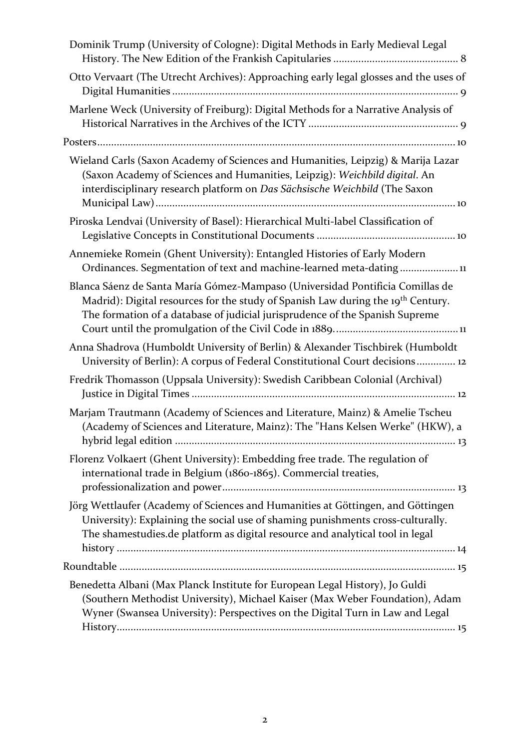Dominik Trump (University of Cologne): Digital Methods in Early Medieval Legal History. The New Edition of the Frankish Capitularies ............................................ 8

Otto Vervaart (The Utrecht Archives): Approaching early legal glosses and the uses of Digital Humanities ...................................................................................................... 9

Marlene Weck (University of Freiburg): Digital Methods for a Narrative Analysis of Historical Narratives in the Archives of the ICTY ..................................................... 9

Posters ................................................................................................................................ 10

Wieland Carls (Saxon Academy of Sciences and Humanities, Leipzig) & Marija Lazar (Saxon Academy of Sciences and Humanities, Leipzig): *Weichbild digital*. An interdisciplinary research platform on *Das Sächsische Weichbild* (The Saxon Municipal Law) ........................................................................................................... 10

Piroska Lendvai (University of Basel): Hierarchical Multi-label Classification of Legislative Concepts in Constitutional Documents ................................................. 10

Annemieke Romein (Ghent University): Entangled Histories of Early Modern Ordinances. Segmentation of text and machine-learned meta-dating ..................... 11

Blanca Sáenz de Santa María Gómez-Mampaso (Universidad Pontificia Comillas de Madrid): Digital resources for the study of Spanish Law during the 19th Century. The formation of a database of judicial jurisprudence of the Spanish Supreme Court until the promulgation of the Civil Code in 1889. ............................................ 11

Anna Shadrova (Humboldt University of Berlin) & Alexander Tischbirek (Humboldt University of Berlin): A corpus of Federal Constitutional Court decisions ............. 12

Fredrik Thomasson (Uppsala University): Swedish Caribbean Colonial (Archival) Justice in Digital Times .............................................................................................. 12

Marjam Trautmann (Academy of Sciences and Literature, Mainz) & Amelie Tscheu (Academy of Sciences and Literature, Mainz): The "Hans Kelsen Werke" (HKW), a hybrid legal edition .................................................................................................... 13

Florenz Volkaert (Ghent University): Embedding free trade. The regulation of international trade in Belgium (1860-1865). Commercial treaties, professionalization and power ................................................................................... 13

Jörg Wettlaufer (Academy of Sciences and Humanities at Göttingen, and Göttingen University): Explaining the social use of shaming punishments cross-culturally. The shamestudies.de platform as digital resource and analytical tool in legal history ......................................................................................................................... 14

Roundtable ........................................................................................................................ 15

Benedetta Albani (Max Planck Institute for European Legal History), Jo Guldi (Southern Methodist University), Michael Kaiser (Max Weber Foundation), Adam Wyner (Swansea University): Perspectives on the Digital Turn in Law and Legal History ......................................................................................................................... 15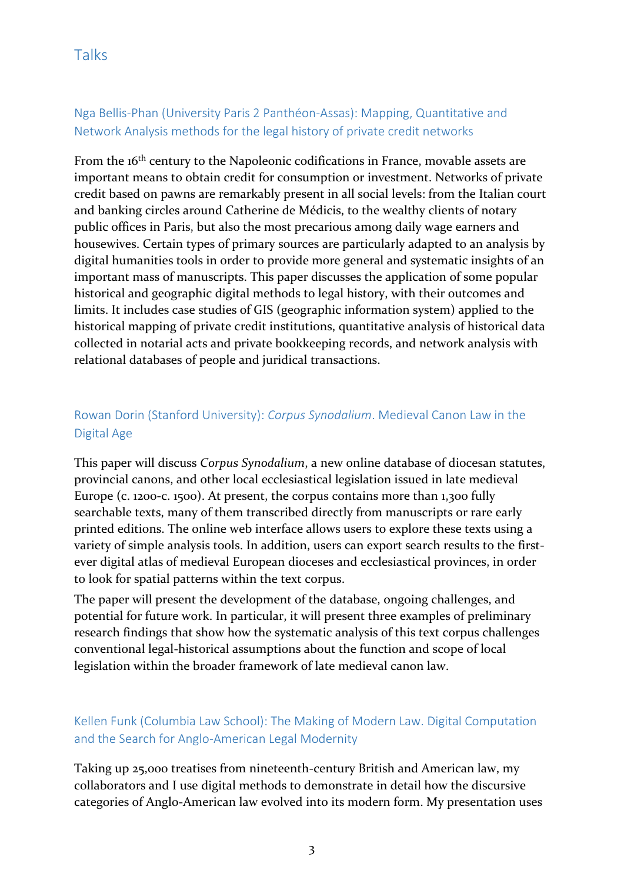## Talks

### Nga Bellis-Phan (University Paris 2 Panthéon-Assas): Mapping, Quantitative and Network Analysis methods for the legal history of private credit networks

From the 16th century to the Napoleonic codifications in France, movable assets are important means to obtain credit for consumption or investment. Networks of private credit based on pawns are remarkably present in all social levels: from the Italian court and banking circles around Catherine de Médicis, to the wealthy clients of notary public offices in Paris, but also the most precarious among daily wage earners and housewives. Certain types of primary sources are particularly adapted to an analysis by digital humanities tools in order to provide more general and systematic insights of an important mass of manuscripts. This paper discusses the application of some popular historical and geographic digital methods to legal history, with their outcomes and limits. It includes case studies of GIS (geographic information system) applied to the historical mapping of private credit institutions, quantitative analysis of historical data collected in notarial acts and private bookkeeping records, and network analysis with relational databases of people and juridical transactions.

### Rowan Dorin (Stanford University): *Corpus Synodalium*. Medieval Canon Law in the Digital Age

This paper will discuss *Corpus Synodalium*, a new online database of diocesan statutes, provincial canons, and other local ecclesiastical legislation issued in late medieval Europe (c. 1200-c. 1500). At present, the corpus contains more than 1,300 fully searchable texts, many of them transcribed directly from manuscripts or rare early printed editions. The online web interface allows users to explore these texts using a variety of simple analysis tools. In addition, users can export search results to the first-ever digital atlas of medieval European dioceses and ecclesiastical provinces, in order to look for spatial patterns within the text corpus.

The paper will present the development of the database, ongoing challenges, and potential for future work. In particular, it will present three examples of preliminary research findings that show how the systematic analysis of this text corpus challenges conventional legal-historical assumptions about the function and scope of local legislation within the broader framework of late medieval canon law.

### Kellen Funk (Columbia Law School): The Making of Modern Law. Digital Computation and the Search for Anglo-American Legal Modernity

Taking up 25,000 treatises from nineteenth-century British and American law, my collaborators and I use digital methods to demonstrate in detail how the discursive categories of Anglo-American law evolved into its modern form. My presentation uses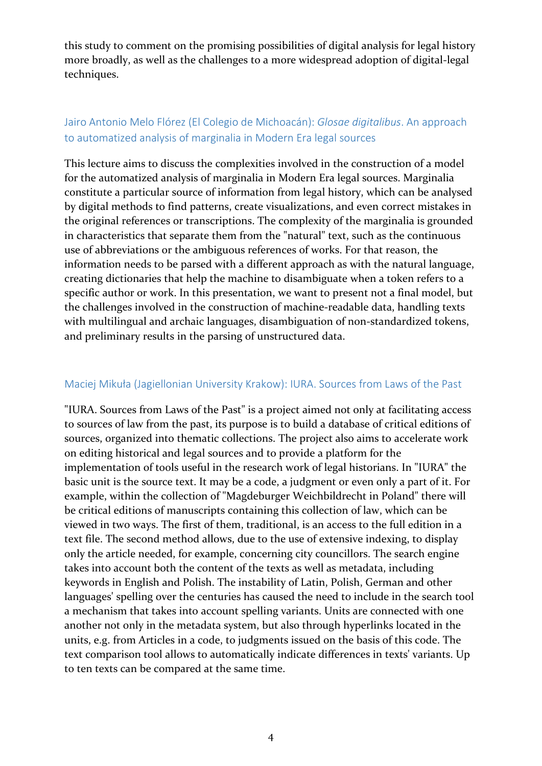this study to comment on the promising possibilities of digital analysis for legal history more broadly, as well as the challenges to a more widespread adoption of digital-legal techniques.

### Jairo Antonio Melo Flórez (El Colegio de Michoacán): *Glosae digitalibus*. An approach to automatized analysis of marginalia in Modern Era legal sources

This lecture aims to discuss the complexities involved in the construction of a model for the automatized analysis of marginalia in Modern Era legal sources. Marginalia constitute a particular source of information from legal history, which can be analysed by digital methods to find patterns, create visualizations, and even correct mistakes in the original references or transcriptions. The complexity of the marginalia is grounded in characteristics that separate them from the "natural" text, such as the continuous use of abbreviations or the ambiguous references of works. For that reason, the information needs to be parsed with a different approach as with the natural language, creating dictionaries that help the machine to disambiguate when a token refers to a specific author or work. In this presentation, we want to present not a final model, but the challenges involved in the construction of machine-readable data, handling texts with multilingual and archaic languages, disambiguation of non-standardized tokens, and preliminary results in the parsing of unstructured data.

### Maciej Mikuła (Jagiellonian University Krakow): IURA. Sources from Laws of the Past

"IURA. Sources from Laws of the Past" is a project aimed not only at facilitating access to sources of law from the past, its purpose is to build a database of critical editions of sources, organized into thematic collections. The project also aims to accelerate work on editing historical and legal sources and to provide a platform for the implementation of tools useful in the research work of legal historians. In "IURA" the basic unit is the source text. It may be a code, a judgment or even only a part of it. For example, within the collection of "Magdeburger Weichbildrecht in Poland" there will be critical editions of manuscripts containing this collection of law, which can be viewed in two ways. The first of them, traditional, is an access to the full edition in a text file. The second method allows, due to the use of extensive indexing, to display only the article needed, for example, concerning city councillors. The search engine takes into account both the content of the texts as well as metadata, including keywords in English and Polish. The instability of Latin, Polish, German and other languages' spelling over the centuries has caused the need to include in the search tool a mechanism that takes into account spelling variants. Units are connected with one another not only in the metadata system, but also through hyperlinks located in the units, e.g. from Articles in a code, to judgments issued on the basis of this code. The text comparison tool allows to automatically indicate differences in texts' variants. Up to ten texts can be compared at the same time.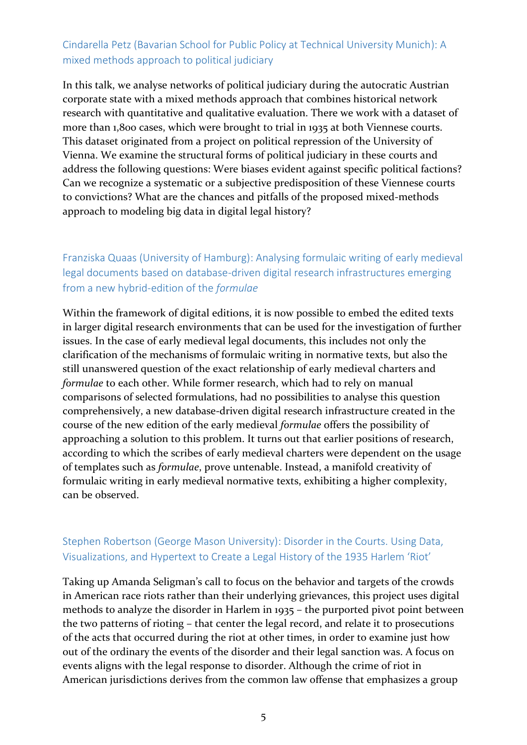### Cindarella Petz (Bavarian School for Public Policy at Technical University Munich): A mixed methods approach to political judiciary

In this talk, we analyse networks of political judiciary during the autocratic Austrian corporate state with a mixed methods approach that combines historical network research with quantitative and qualitative evaluation. There we work with a dataset of more than 1,800 cases, which were brought to trial in 1935 at both Viennese courts. This dataset originated from a project on political repression of the University of Vienna. We examine the structural forms of political judiciary in these courts and address the following questions: Were biases evident against specific political factions? Can we recognize a systematic or a subjective predisposition of these Viennese courts to convictions? What are the chances and pitfalls of the proposed mixed-methods approach to modeling big data in digital legal history?

### Franziska Quaas (University of Hamburg): Analysing formulaic writing of early medieval legal documents based on database-driven digital research infrastructures emerging from a new hybrid-edition of the *formulae*

Within the framework of digital editions, it is now possible to embed the edited texts in larger digital research environments that can be used for the investigation of further issues. In the case of early medieval legal documents, this includes not only the clarification of the mechanisms of formulaic writing in normative texts, but also the still unanswered question of the exact relationship of early medieval charters and *formulae* to each other. While former research, which had to rely on manual comparisons of selected formulations, had no possibilities to analyse this question comprehensively, a new database-driven digital research infrastructure created in the course of the new edition of the early medieval *formulae* offers the possibility of approaching a solution to this problem. It turns out that earlier positions of research, according to which the scribes of early medieval charters were dependent on the usage of templates such as *formulae*, prove untenable. Instead, a manifold creativity of formulaic writing in early medieval normative texts, exhibiting a higher complexity, can be observed.

### Stephen Robertson (George Mason University): Disorder in the Courts. Using Data, Visualizations, and Hypertext to Create a Legal History of the 1935 Harlem 'Riot'

Taking up Amanda Seligman's call to focus on the behavior and targets of the crowds in American race riots rather than their underlying grievances, this project uses digital methods to analyze the disorder in Harlem in 1935 – the purported pivot point between the two patterns of rioting – that center the legal record, and relate it to prosecutions of the acts that occurred during the riot at other times, in order to examine just how out of the ordinary the events of the disorder and their legal sanction was. A focus on events aligns with the legal response to disorder. Although the crime of riot in American jurisdictions derives from the common law offense that emphasizes a group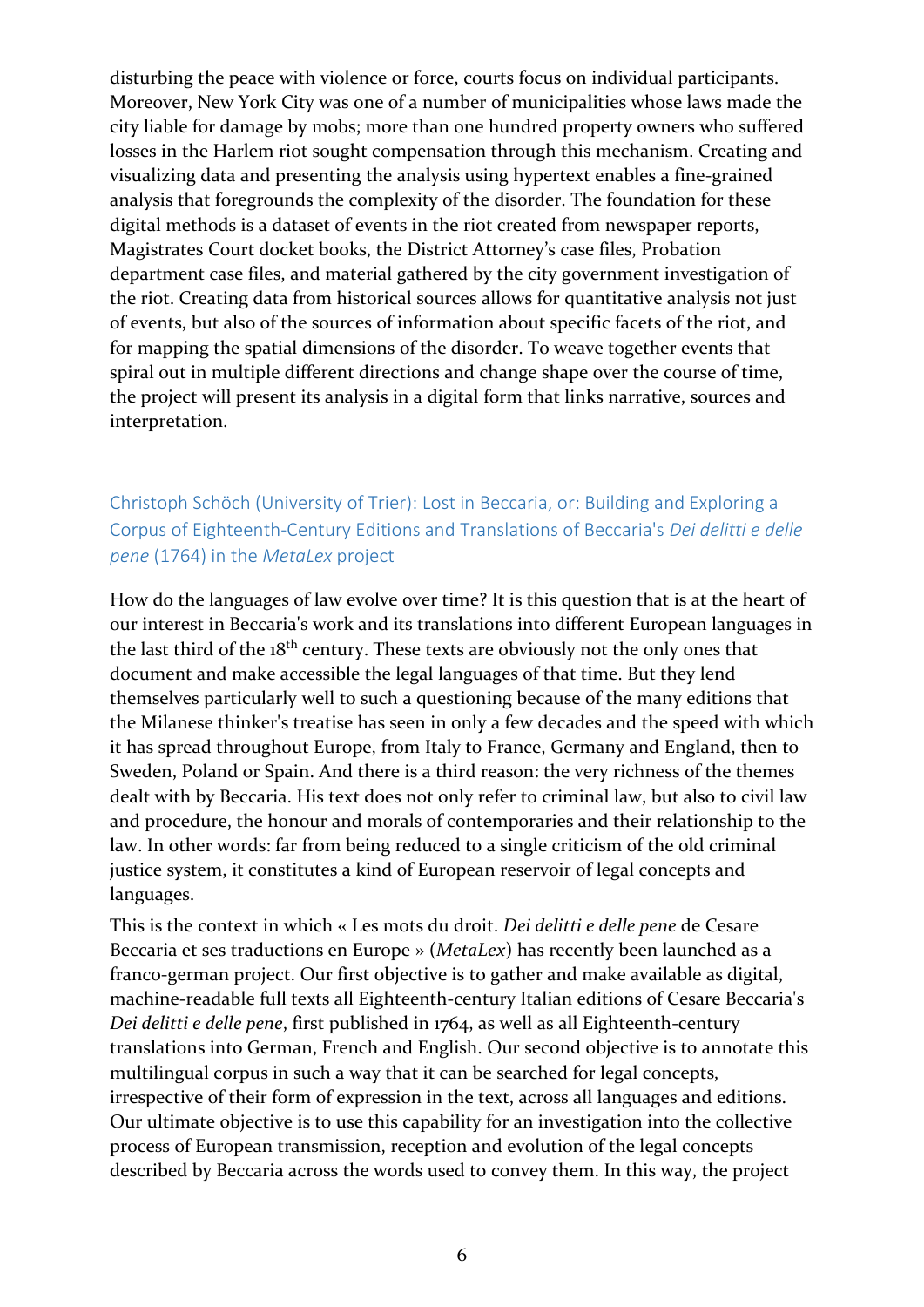disturbing the peace with violence or force, courts focus on individual participants. Moreover, New York City was one of a number of municipalities whose laws made the city liable for damage by mobs; more than one hundred property owners who suffered losses in the Harlem riot sought compensation through this mechanism. Creating and visualizing data and presenting the analysis using hypertext enables a fine-grained analysis that foregrounds the complexity of the disorder. The foundation for these digital methods is a dataset of events in the riot created from newspaper reports, Magistrates Court docket books, the District Attorney's case files, Probation department case files, and material gathered by the city government investigation of the riot. Creating data from historical sources allows for quantitative analysis not just of events, but also of the sources of information about specific facets of the riot, and for mapping the spatial dimensions of the disorder. To weave together events that spiral out in multiple different directions and change shape over the course of time, the project will present its analysis in a digital form that links narrative, sources and interpretation.

### Christoph Schöch (University of Trier): Lost in Beccaria, or: Building and Exploring a Corpus of Eighteenth-Century Editions and Translations of Beccaria's *Dei delitti e delle pene* (1764) in the *MetaLex* project

How do the languages of law evolve over time? It is this question that is at the heart of our interest in Beccaria's work and its translations into different European languages in the last third of the 18th century. These texts are obviously not the only ones that document and make accessible the legal languages of that time. But they lend themselves particularly well to such a questioning because of the many editions that the Milanese thinker's treatise has seen in only a few decades and the speed with which it has spread throughout Europe, from Italy to France, Germany and England, then to Sweden, Poland or Spain. And there is a third reason: the very richness of the themes dealt with by Beccaria. His text does not only refer to criminal law, but also to civil law and procedure, the honour and morals of contemporaries and their relationship to the law. In other words: far from being reduced to a single criticism of the old criminal justice system, it constitutes a kind of European reservoir of legal concepts and languages.

This is the context in which « Les mots du droit. *Dei delitti e delle pene* de Cesare Beccaria et ses traductions en Europe » (*MetaLex*) has recently been launched as a franco-german project. Our first objective is to gather and make available as digital, machine-readable full texts all Eighteenth-century Italian editions of Cesare Beccaria's *Dei delitti e delle pene*, first published in 1764, as well as all Eighteenth-century translations into German, French and English. Our second objective is to annotate this multilingual corpus in such a way that it can be searched for legal concepts, irrespective of their form of expression in the text, across all languages and editions. Our ultimate objective is to use this capability for an investigation into the collective process of European transmission, reception and evolution of the legal concepts described by Beccaria across the words used to convey them. In this way, the project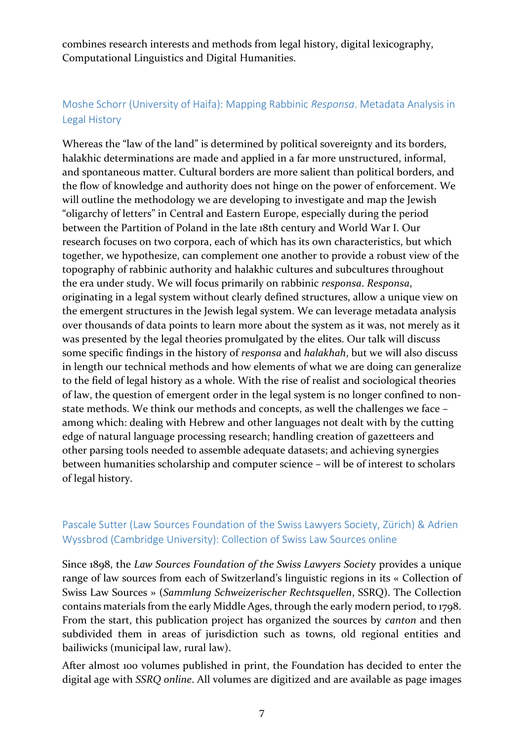combines research interests and methods from legal history, digital lexicography, Computational Linguistics and Digital Humanities.

### Moshe Schorr (University of Haifa): Mapping Rabbinic *Responsa*. Metadata Analysis in Legal History

Whereas the "law of the land" is determined by political sovereignty and its borders, halakhic determinations are made and applied in a far more unstructured, informal, and spontaneous matter. Cultural borders are more salient than political borders, and the flow of knowledge and authority does not hinge on the power of enforcement. We will outline the methodology we are developing to investigate and map the Jewish "oligarchy of letters" in Central and Eastern Europe, especially during the period between the Partition of Poland in the late 18th century and World War I. Our research focuses on two corpora, each of which has its own characteristics, but which together, we hypothesize, can complement one another to provide a robust view of the topography of rabbinic authority and halakhic cultures and subcultures throughout the era under study. We will focus primarily on rabbinic *responsa*. *Responsa*, originating in a legal system without clearly defined structures, allow a unique view on the emergent structures in the Jewish legal system. We can leverage metadata analysis over thousands of data points to learn more about the system as it was, not merely as it was presented by the legal theories promulgated by the elites. Our talk will discuss some specific findings in the history of *responsa* and *halakhah*, but we will also discuss in length our technical methods and how elements of what we are doing can generalize to the field of legal history as a whole. With the rise of realist and sociological theories of law, the question of emergent order in the legal system is no longer confined to non-state methods. We think our methods and concepts, as well the challenges we face – among which: dealing with Hebrew and other languages not dealt with by the cutting edge of natural language processing research; handling creation of gazetteers and other parsing tools needed to assemble adequate datasets; and achieving synergies between humanities scholarship and computer science – will be of interest to scholars of legal history.

### Pascale Sutter (Law Sources Foundation of the Swiss Lawyers Society, Zürich) & Adrien Wyssbrod (Cambridge University): Collection of Swiss Law Sources online

Since 1898, the *Law Sources Foundation of the Swiss Lawyers Society* provides a unique range of law sources from each of Switzerland's linguistic regions in its « Collection of Swiss Law Sources » (*Sammlung Schweizerischer Rechtsquellen*, SSRQ). The Collection contains materials from the early Middle Ages, through the early modern period, to 1798. From the start, this publication project has organized the sources by *canton* and then subdivided them in areas of jurisdiction such as towns, old regional entities and bailiwicks (municipal law, rural law).

After almost 100 volumes published in print, the Foundation has decided to enter the digital age with *SSRQ online*. All volumes are digitized and are available as page images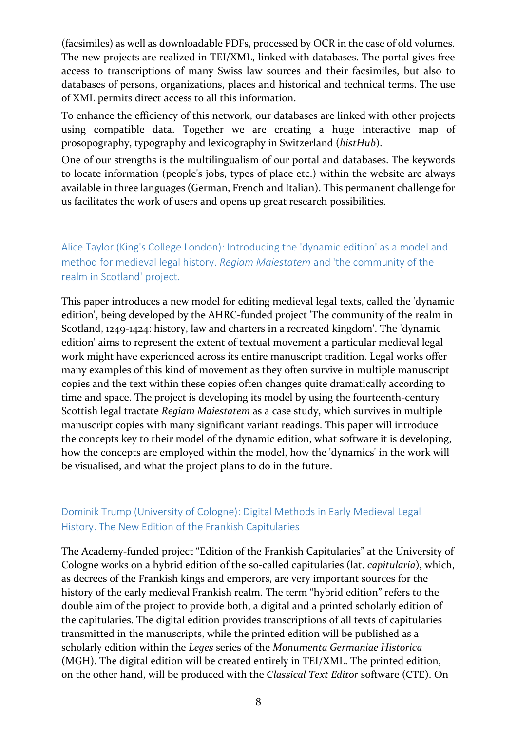(facsimiles) as well as downloadable PDFs, processed by OCR in the case of old volumes. The new projects are realized in TEI/XML, linked with databases. The portal gives free access to transcriptions of many Swiss law sources and their facsimiles, but also to databases of persons, organizations, places and historical and technical terms. The use of XML permits direct access to all this information.

To enhance the efficiency of this network, our databases are linked with other projects using compatible data. Together we are creating a huge interactive map of prosopography, typography and lexicography in Switzerland (*histHub*).

One of our strengths is the multilingualism of our portal and databases. The keywords to locate information (people's jobs, types of place etc.) within the website are always available in three languages (German, French and Italian). This permanent challenge for us facilitates the work of users and opens up great research possibilities.

### Alice Taylor (King's College London): Introducing the 'dynamic edition' as a model and method for medieval legal history. *Regiam Maiestatem* and 'the community of the realm in Scotland' project.

This paper introduces a new model for editing medieval legal texts, called the 'dynamic edition', being developed by the AHRC-funded project 'The community of the realm in Scotland, 1249-1424: history, law and charters in a recreated kingdom'. The 'dynamic edition' aims to represent the extent of textual movement a particular medieval legal work might have experienced across its entire manuscript tradition. Legal works offer many examples of this kind of movement as they often survive in multiple manuscript copies and the text within these copies often changes quite dramatically according to time and space. The project is developing its model by using the fourteenth-century Scottish legal tractate *Regiam Maiestatem* as a case study, which survives in multiple manuscript copies with many significant variant readings. This paper will introduce the concepts key to their model of the dynamic edition, what software it is developing, how the concepts are employed within the model, how the 'dynamics' in the work will be visualised, and what the project plans to do in the future.

### Dominik Trump (University of Cologne): Digital Methods in Early Medieval Legal History. The New Edition of the Frankish Capitularies

The Academy-funded project “Edition of the Frankish Capitularies” at the University of Cologne works on a hybrid edition of the so-called capitularies (lat. *capitularia*), which, as decrees of the Frankish kings and emperors, are very important sources for the history of the early medieval Frankish realm. The term “hybrid edition” refers to the double aim of the project to provide both, a digital and a printed scholarly edition of the capitularies. The digital edition provides transcriptions of all texts of capitularies transmitted in the manuscripts, while the printed edition will be published as a scholarly edition within the *Leges* series of the *Monumenta Germaniae Historica* (MGH). The digital edition will be created entirely in TEI/XML. The printed edition, on the other hand, will be produced with the *Classical Text Editor* software (CTE). On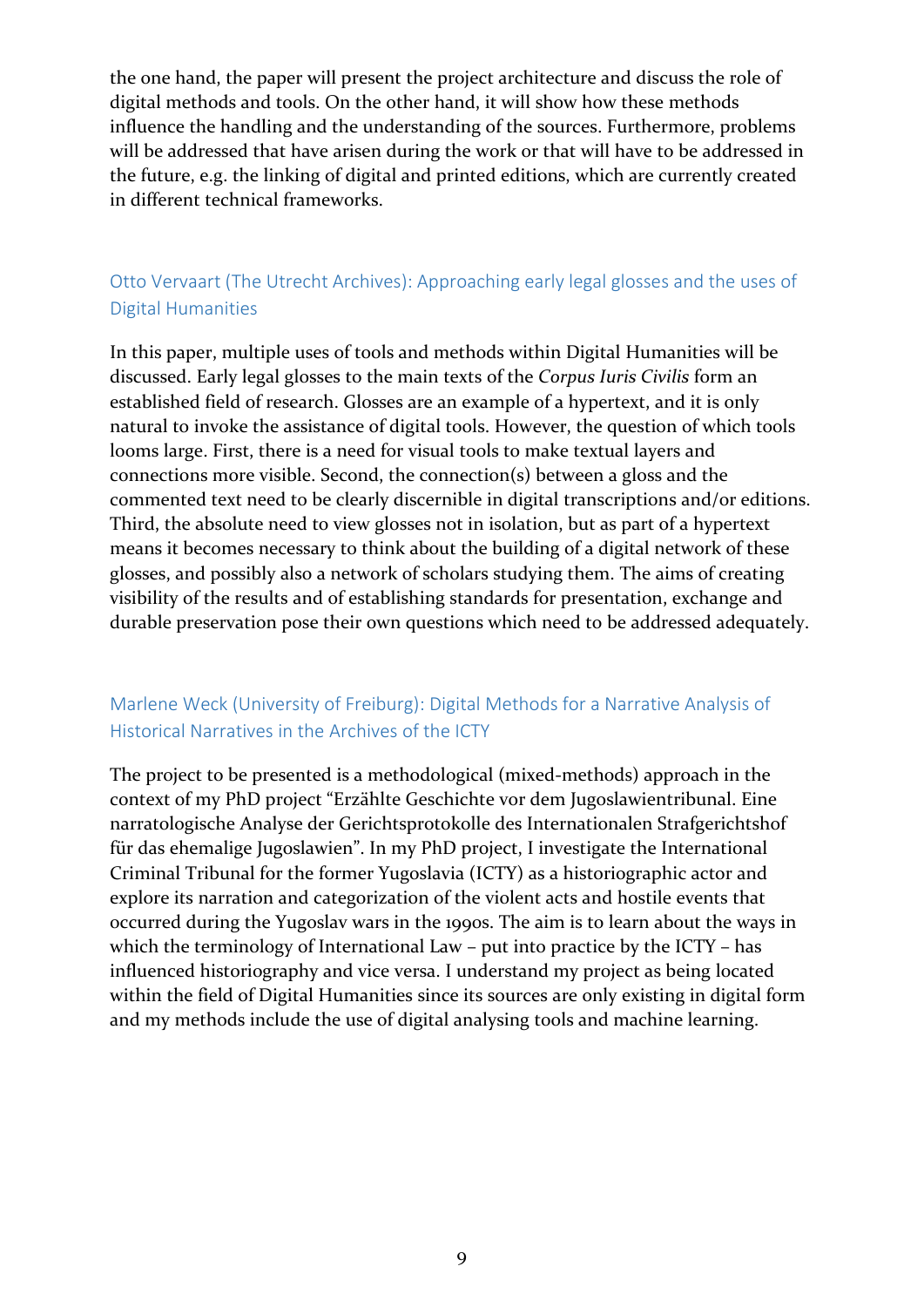the one hand, the paper will present the project architecture and discuss the role of digital methods and tools. On the other hand, it will show how these methods influence the handling and the understanding of the sources. Furthermore, problems will be addressed that have arisen during the work or that will have to be addressed in the future, e.g. the linking of digital and printed editions, which are currently created in different technical frameworks.

### Otto Vervaart (The Utrecht Archives): Approaching early legal glosses and the uses of Digital Humanities

In this paper, multiple uses of tools and methods within Digital Humanities will be discussed. Early legal glosses to the main texts of the *Corpus Iuris Civilis* form an established field of research. Glosses are an example of a hypertext, and it is only natural to invoke the assistance of digital tools. However, the question of which tools looms large. First, there is a need for visual tools to make textual layers and connections more visible. Second, the connection(s) between a gloss and the commented text need to be clearly discernible in digital transcriptions and/or editions. Third, the absolute need to view glosses not in isolation, but as part of a hypertext means it becomes necessary to think about the building of a digital network of these glosses, and possibly also a network of scholars studying them. The aims of creating visibility of the results and of establishing standards for presentation, exchange and durable preservation pose their own questions which need to be addressed adequately.

### Marlene Weck (University of Freiburg): Digital Methods for a Narrative Analysis of Historical Narratives in the Archives of the ICTY

The project to be presented is a methodological (mixed-methods) approach in the context of my PhD project "Erzählte Geschichte vor dem Jugoslawientribunal. Eine narratologische Analyse der Gerichtsprotokolle des Internationalen Strafgerichtshof für das ehemalige Jugoslawien". In my PhD project, I investigate the International Criminal Tribunal for the former Yugoslavia (ICTY) as a historiographic actor and explore its narration and categorization of the violent acts and hostile events that occurred during the Yugoslav wars in the 1990s. The aim is to learn about the ways in which the terminology of International Law – put into practice by the ICTY – has influenced historiography and vice versa. I understand my project as being located within the field of Digital Humanities since its sources are only existing in digital form and my methods include the use of digital analysing tools and machine learning.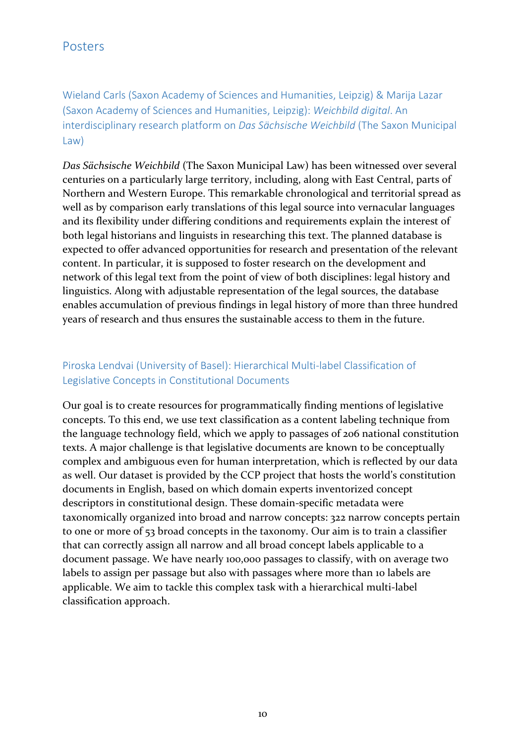# Posters

### Wieland Carls (Saxon Academy of Sciences and Humanities, Leipzig) & Marija Lazar (Saxon Academy of Sciences and Humanities, Leipzig): *Weichbild digital*. An interdisciplinary research platform on *Das Sächsische Weichbild* (The Saxon Municipal Law)

*Das Sächsische Weichbild* (The Saxon Municipal Law) has been witnessed over several centuries on a particularly large territory, including, along with East Central, parts of Northern and Western Europe. This remarkable chronological and territorial spread as well as by comparison early translations of this legal source into vernacular languages and its flexibility under differing conditions and requirements explain the interest of both legal historians and linguists in researching this text. The planned database is expected to offer advanced opportunities for research and presentation of the relevant content. In particular, it is supposed to foster research on the development and network of this legal text from the point of view of both disciplines: legal history and linguistics. Along with adjustable representation of the legal sources, the database enables accumulation of previous findings in legal history of more than three hundred years of research and thus ensures the sustainable access to them in the future.

### Piroska Lendvai (University of Basel): Hierarchical Multi-label Classification of Legislative Concepts in Constitutional Documents

Our goal is to create resources for programmatically finding mentions of legislative concepts. To this end, we use text classification as a content labeling technique from the language technology field, which we apply to passages of 206 national constitution texts. A major challenge is that legislative documents are known to be conceptually complex and ambiguous even for human interpretation, which is reflected by our data as well. Our dataset is provided by the CCP project that hosts the world's constitution documents in English, based on which domain experts inventorized concept descriptors in constitutional design. These domain-specific metadata were taxonomically organized into broad and narrow concepts: 322 narrow concepts pertain to one or more of 53 broad concepts in the taxonomy. Our aim is to train a classifier that can correctly assign all narrow and all broad concept labels applicable to a document passage. We have nearly 100,000 passages to classify, with on average two labels to assign per passage but also with passages where more than 10 labels are applicable. We aim to tackle this complex task with a hierarchical multi-label classification approach.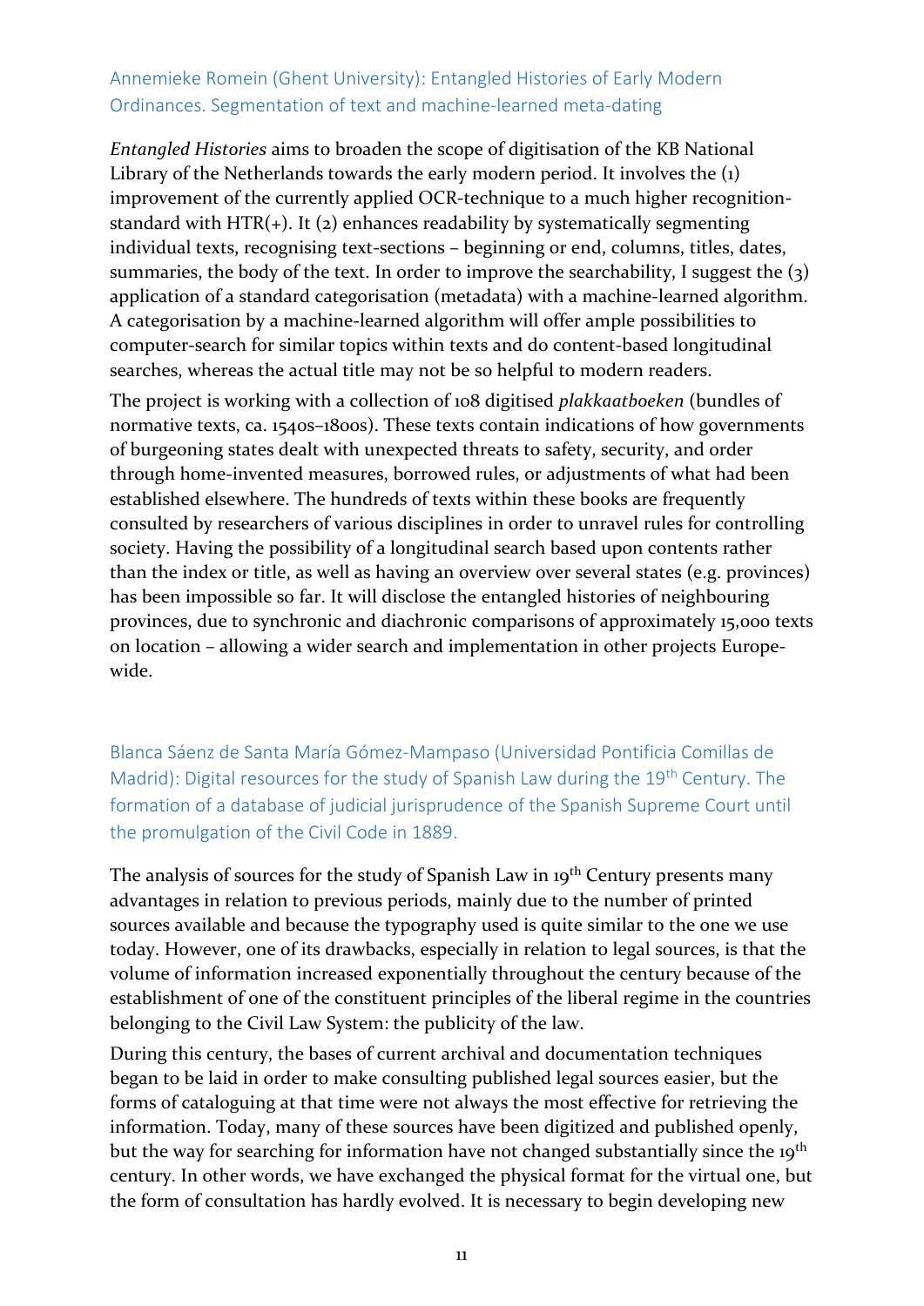### Annemieke Romein (Ghent University): Entangled Histories of Early Modern Ordinances. Segmentation of text and machine-learned meta-dating

*Entangled Histories* aims to broaden the scope of digitisation of the KB National Library of the Netherlands towards the early modern period. It involves the (1) improvement of the currently applied OCR-technique to a much higher recognition-standard with HTR(+). It (2) enhances readability by systematically segmenting individual texts, recognising text-sections – beginning or end, columns, titles, dates, summaries, the body of the text. In order to improve the searchability, I suggest the (3) application of a standard categorisation (metadata) with a machine-learned algorithm. A categorisation by a machine-learned algorithm will offer ample possibilities to computer-search for similar topics within texts and do content-based longitudinal searches, whereas the actual title may not be so helpful to modern readers.

The project is working with a collection of 108 digitised *plakkaatboeken* (bundles of normative texts, ca. 1540s–1800s). These texts contain indications of how governments of burgeoning states dealt with unexpected threats to safety, security, and order through home-invented measures, borrowed rules, or adjustments of what had been established elsewhere. The hundreds of texts within these books are frequently consulted by researchers of various disciplines in order to unravel rules for controlling society. Having the possibility of a longitudinal search based upon contents rather than the index or title, as well as having an overview over several states (e.g. provinces) has been impossible so far. It will disclose the entangled histories of neighbouring provinces, due to synchronic and diachronic comparisons of approximately 15,000 texts on location – allowing a wider search and implementation in other projects Europe-wide.

### Blanca Sáenz de Santa María Gómez-Mampaso (Universidad Pontificia Comillas de Madrid): Digital resources for the study of Spanish Law during the 19th Century. The formation of a database of judicial jurisprudence of the Spanish Supreme Court until the promulgation of the Civil Code in 1889.

The analysis of sources for the study of Spanish Law in 19th Century presents many advantages in relation to previous periods, mainly due to the number of printed sources available and because the typography used is quite similar to the one we use today. However, one of its drawbacks, especially in relation to legal sources, is that the volume of information increased exponentially throughout the century because of the establishment of one of the constituent principles of the liberal regime in the countries belonging to the Civil Law System: the publicity of the law.

During this century, the bases of current archival and documentation techniques began to be laid in order to make consulting published legal sources easier, but the forms of cataloguing at that time were not always the most effective for retrieving the information. Today, many of these sources have been digitized and published openly, but the way for searching for information have not changed substantially since the 19th century. In other words, we have exchanged the physical format for the virtual one, but the form of consultation has hardly evolved. It is necessary to begin developing new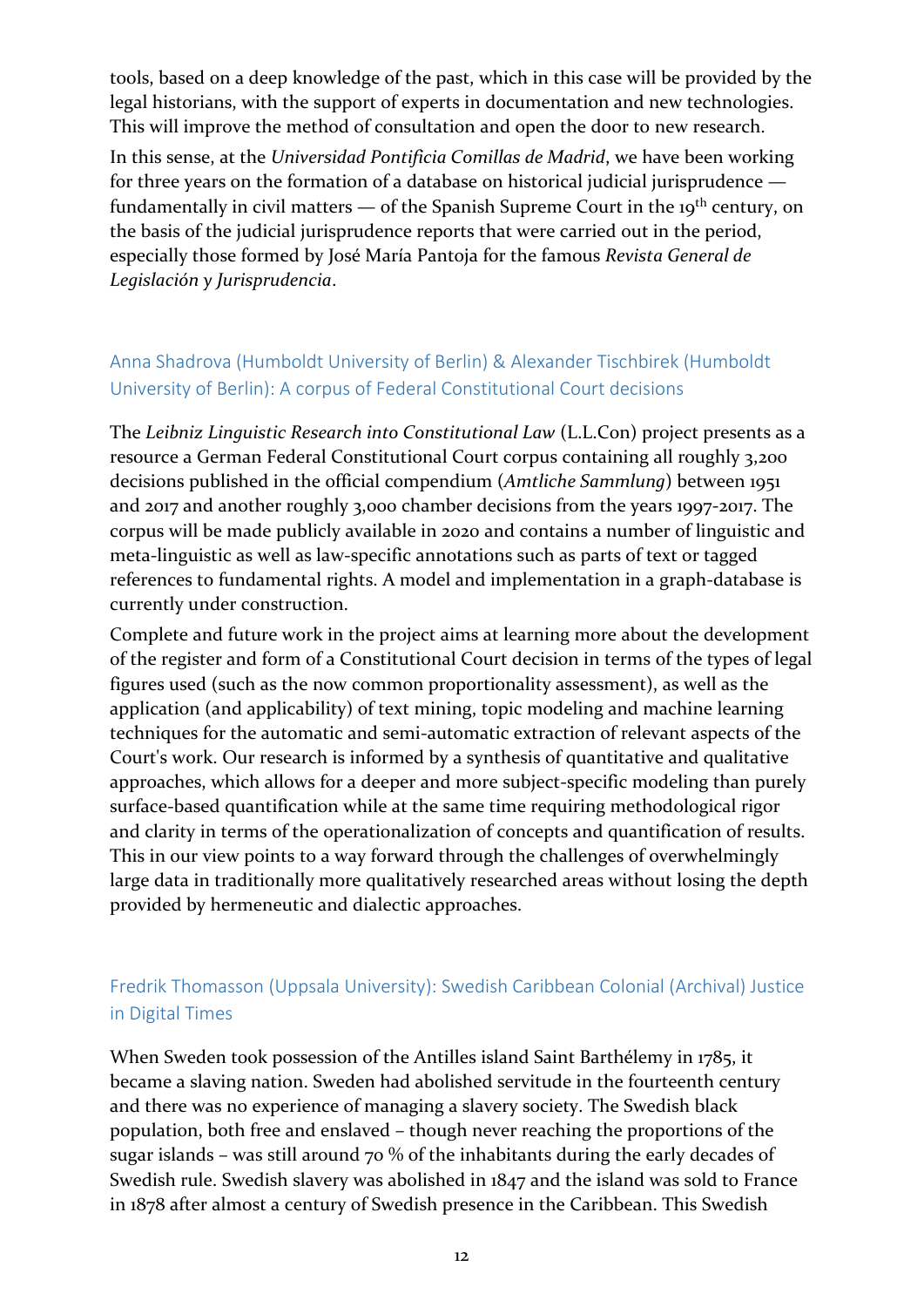tools, based on a deep knowledge of the past, which in this case will be provided by the legal historians, with the support of experts in documentation and new technologies. This will improve the method of consultation and open the door to new research.

In this sense, at the *Universidad Pontificia Comillas de Madrid*, we have been working for three years on the formation of a database on historical judicial jurisprudence — fundamentally in civil matters — of the Spanish Supreme Court in the 19th century, on the basis of the judicial jurisprudence reports that were carried out in the period, especially those formed by José María Pantoja for the famous *Revista General de Legislación y Jurisprudencia*.

### Anna Shadrova (Humboldt University of Berlin) & Alexander Tischbirek (Humboldt University of Berlin): A corpus of Federal Constitutional Court decisions

The *Leibniz Linguistic Research into Constitutional Law* (L.L.Con) project presents as a resource a German Federal Constitutional Court corpus containing all roughly 3,200 decisions published in the official compendium (*Amtliche Sammlung*) between 1951 and 2017 and another roughly 3,000 chamber decisions from the years 1997-2017. The corpus will be made publicly available in 2020 and contains a number of linguistic and meta-linguistic as well as law-specific annotations such as parts of text or tagged references to fundamental rights. A model and implementation in a graph-database is currently under construction.

Complete and future work in the project aims at learning more about the development of the register and form of a Constitutional Court decision in terms of the types of legal figures used (such as the now common proportionality assessment), as well as the application (and applicability) of text mining, topic modeling and machine learning techniques for the automatic and semi-automatic extraction of relevant aspects of the Court's work. Our research is informed by a synthesis of quantitative and qualitative approaches, which allows for a deeper and more subject-specific modeling than purely surface-based quantification while at the same time requiring methodological rigor and clarity in terms of the operationalization of concepts and quantification of results. This in our view points to a way forward through the challenges of overwhelmingly large data in traditionally more qualitatively researched areas without losing the depth provided by hermeneutic and dialectic approaches.

### Fredrik Thomasson (Uppsala University): Swedish Caribbean Colonial (Archival) Justice in Digital Times

When Sweden took possession of the Antilles island Saint Barthélemy in 1785, it became a slaving nation. Sweden had abolished servitude in the fourteenth century and there was no experience of managing a slavery society. The Swedish black population, both free and enslaved – though never reaching the proportions of the sugar islands – was still around 70 % of the inhabitants during the early decades of Swedish rule. Swedish slavery was abolished in 1847 and the island was sold to France in 1878 after almost a century of Swedish presence in the Caribbean. This Swedish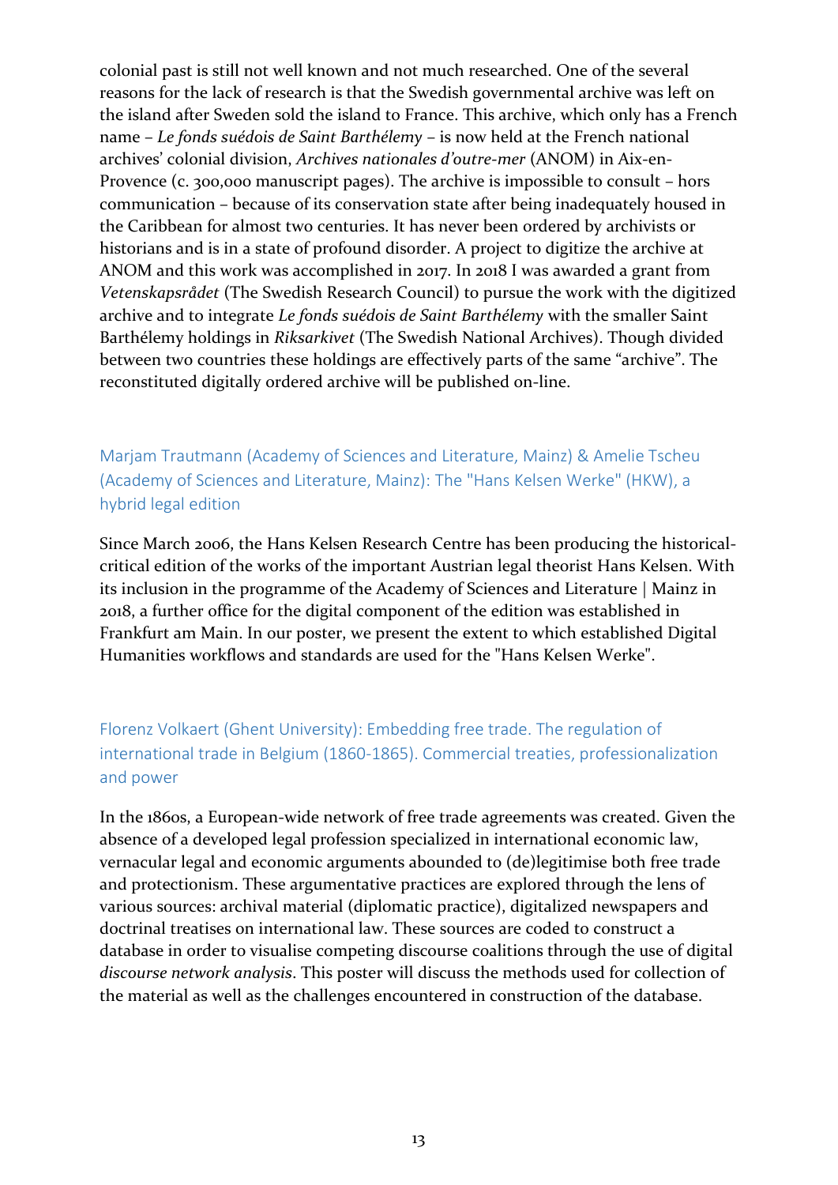colonial past is still not well known and not much researched. One of the several reasons for the lack of research is that the Swedish governmental archive was left on the island after Sweden sold the island to France. This archive, which only has a French name – *Le fonds suédois de Saint Barthélemy* – is now held at the French national archives' colonial division, *Archives nationales d'outre-mer* (ANOM) in Aix-en-Provence (c. 300,000 manuscript pages). The archive is impossible to consult – hors communication – because of its conservation state after being inadequately housed in the Caribbean for almost two centuries. It has never been ordered by archivists or historians and is in a state of profound disorder. A project to digitize the archive at ANOM and this work was accomplished in 2017. In 2018 I was awarded a grant from *Vetenskapsrådet* (The Swedish Research Council) to pursue the work with the digitized archive and to integrate *Le fonds suédois de Saint Barthélemy* with the smaller Saint Barthélemy holdings in *Riksarkivet* (The Swedish National Archives). Though divided between two countries these holdings are effectively parts of the same "archive". The reconstituted digitally ordered archive will be published on-line.

### Marjam Trautmann (Academy of Sciences and Literature, Mainz) & Amelie Tscheu (Academy of Sciences and Literature, Mainz): The "Hans Kelsen Werke" (HKW), a hybrid legal edition

Since March 2006, the Hans Kelsen Research Centre has been producing the historical-critical edition of the works of the important Austrian legal theorist Hans Kelsen. With its inclusion in the programme of the Academy of Sciences and Literature | Mainz in 2018, a further office for the digital component of the edition was established in Frankfurt am Main. In our poster, we present the extent to which established Digital Humanities workflows and standards are used for the "Hans Kelsen Werke".

### Florenz Volkaert (Ghent University): Embedding free trade. The regulation of international trade in Belgium (1860-1865). Commercial treaties, professionalization and power

In the 1860s, a European-wide network of free trade agreements was created. Given the absence of a developed legal profession specialized in international economic law, vernacular legal and economic arguments abounded to (de)legitimise both free trade and protectionism. These argumentative practices are explored through the lens of various sources: archival material (diplomatic practice), digitalized newspapers and doctrinal treatises on international law. These sources are coded to construct a database in order to visualise competing discourse coalitions through the use of digital *discourse network analysis*. This poster will discuss the methods used for collection of the material as well as the challenges encountered in construction of the database.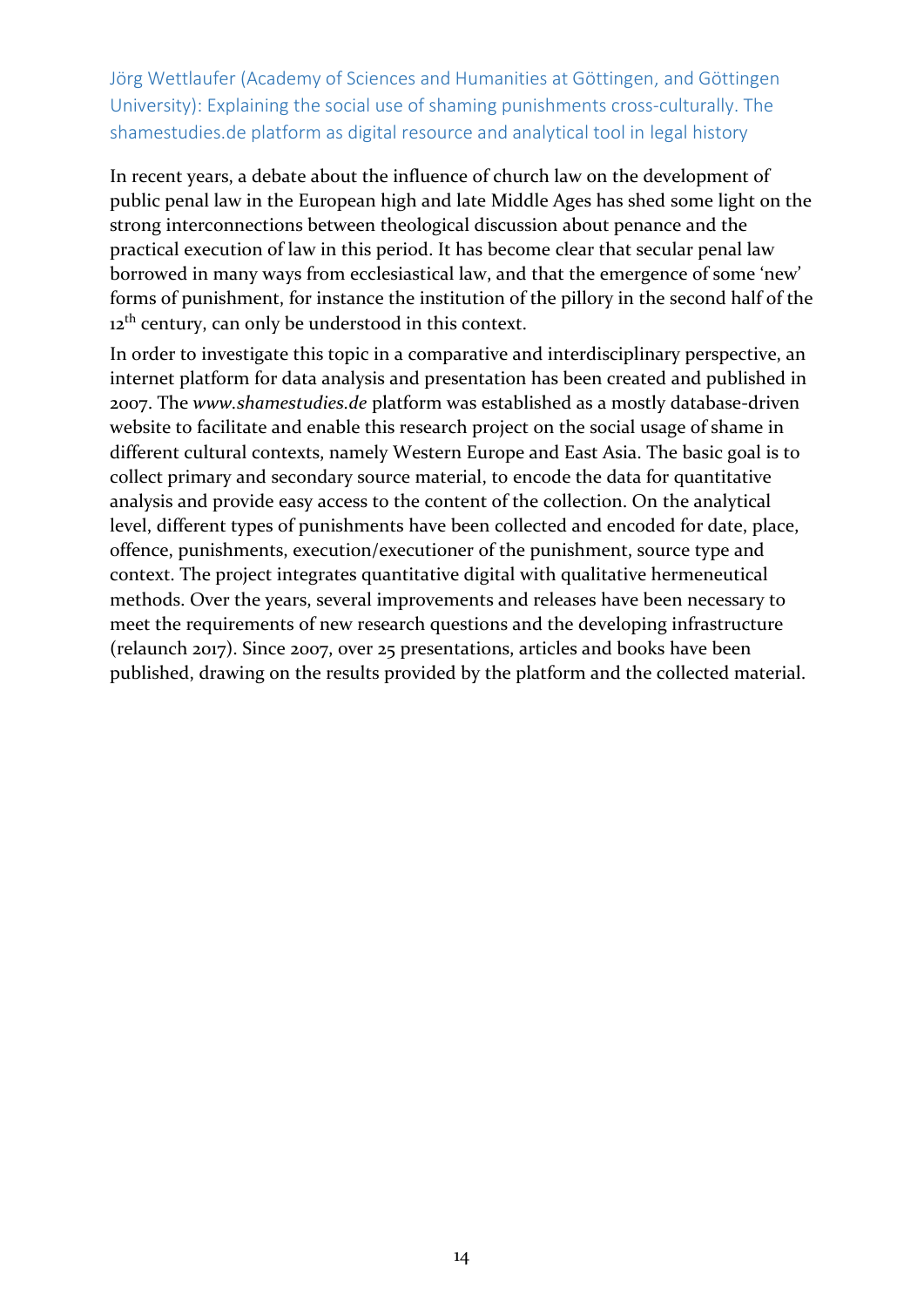### Jörg Wettlaufer (Academy of Sciences and Humanities at Göttingen, and Göttingen University): Explaining the social use of shaming punishments cross-culturally. The shamestudies.de platform as digital resource and analytical tool in legal history

In recent years, a debate about the influence of church law on the development of public penal law in the European high and late Middle Ages has shed some light on the strong interconnections between theological discussion about penance and the practical execution of law in this period. It has become clear that secular penal law borrowed in many ways from ecclesiastical law, and that the emergence of some 'new' forms of punishment, for instance the institution of the pillory in the second half of the 12th century, can only be understood in this context.

In order to investigate this topic in a comparative and interdisciplinary perspective, an internet platform for data analysis and presentation has been created and published in 2007. The *www.shamestudies.de* platform was established as a mostly database-driven website to facilitate and enable this research project on the social usage of shame in different cultural contexts, namely Western Europe and East Asia. The basic goal is to collect primary and secondary source material, to encode the data for quantitative analysis and provide easy access to the content of the collection. On the analytical level, different types of punishments have been collected and encoded for date, place, offence, punishments, execution/executioner of the punishment, source type and context. The project integrates quantitative digital with qualitative hermeneutical methods. Over the years, several improvements and releases have been necessary to meet the requirements of new research questions and the developing infrastructure (relaunch 2017). Since 2007, over 25 presentations, articles and books have been published, drawing on the results provided by the platform and the collected material.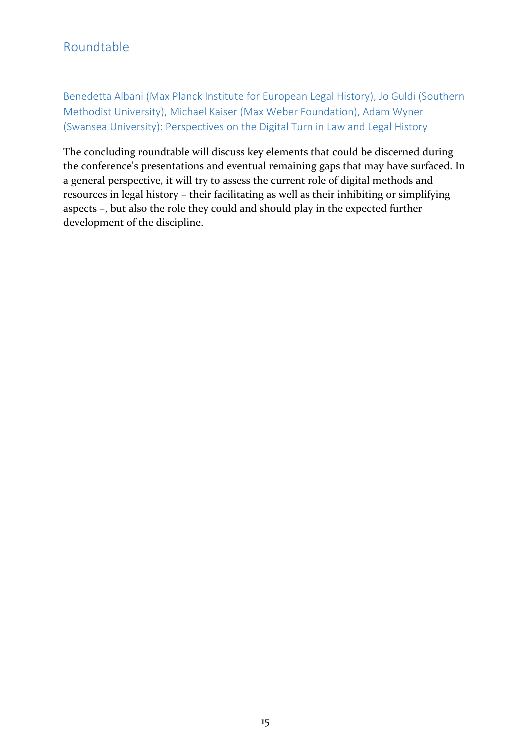## Roundtable

### Benedetta Albani (Max Planck Institute for European Legal History), Jo Guldi (Southern Methodist University), Michael Kaiser (Max Weber Foundation), Adam Wyner (Swansea University): Perspectives on the Digital Turn in Law and Legal History

The concluding roundtable will discuss key elements that could be discerned during the conference's presentations and eventual remaining gaps that may have surfaced. In a general perspective, it will try to assess the current role of digital methods and resources in legal history – their facilitating as well as their inhibiting or simplifying aspects –, but also the role they could and should play in the expected further development of the discipline.